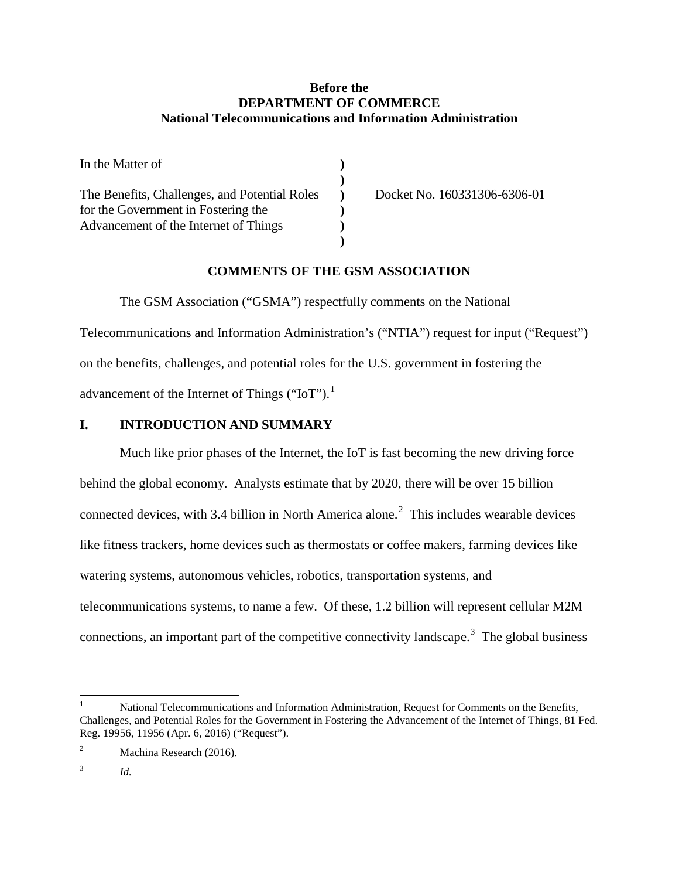**Before the**
**DEPARTMENT OF COMMERCE**
**National Telecommunications and Information Administration**

| | | |
|---|---|---|
| In the Matter of | ) | |
| | ) | |
| The Benefits, Challenges, and Potential Roles for the Government in Fostering the Advancement of the Internet of Things | ) ) ) | Docket No. 160331306-6306-01 |
| | ) | |

## COMMENTS OF THE GSM ASSOCIATION

The GSM Association ("GSMA") respectfully comments on the National Telecommunications and Information Administration's ("NTIA") request for input ("Request") on the benefits, challenges, and potential roles for the U.S. government in fostering the advancement of the Internet of Things ("IoT").[1]

## I. INTRODUCTION AND SUMMARY

Much like prior phases of the Internet, the IoT is fast becoming the new driving force behind the global economy. Analysts estimate that by 2020, there will be over 15 billion connected devices, with 3.4 billion in North America alone.[2] This includes wearable devices like fitness trackers, home devices such as thermostats or coffee makers, farming devices like watering systems, autonomous vehicles, robotics, transportation systems, and telecommunications systems, to name a few. Of these, 1.2 billion will represent cellular M2M connections, an important part of the competitive connectivity landscape.[3] The global business

---

[1] National Telecommunications and Information Administration, Request for Comments on the Benefits, Challenges, and Potential Roles for the Government in Fostering the Advancement of the Internet of Things, 81 Fed. Reg. 19956, 11956 (Apr. 6, 2016) ("Request").

[2] Machina Research (2016).

[3] *Id.*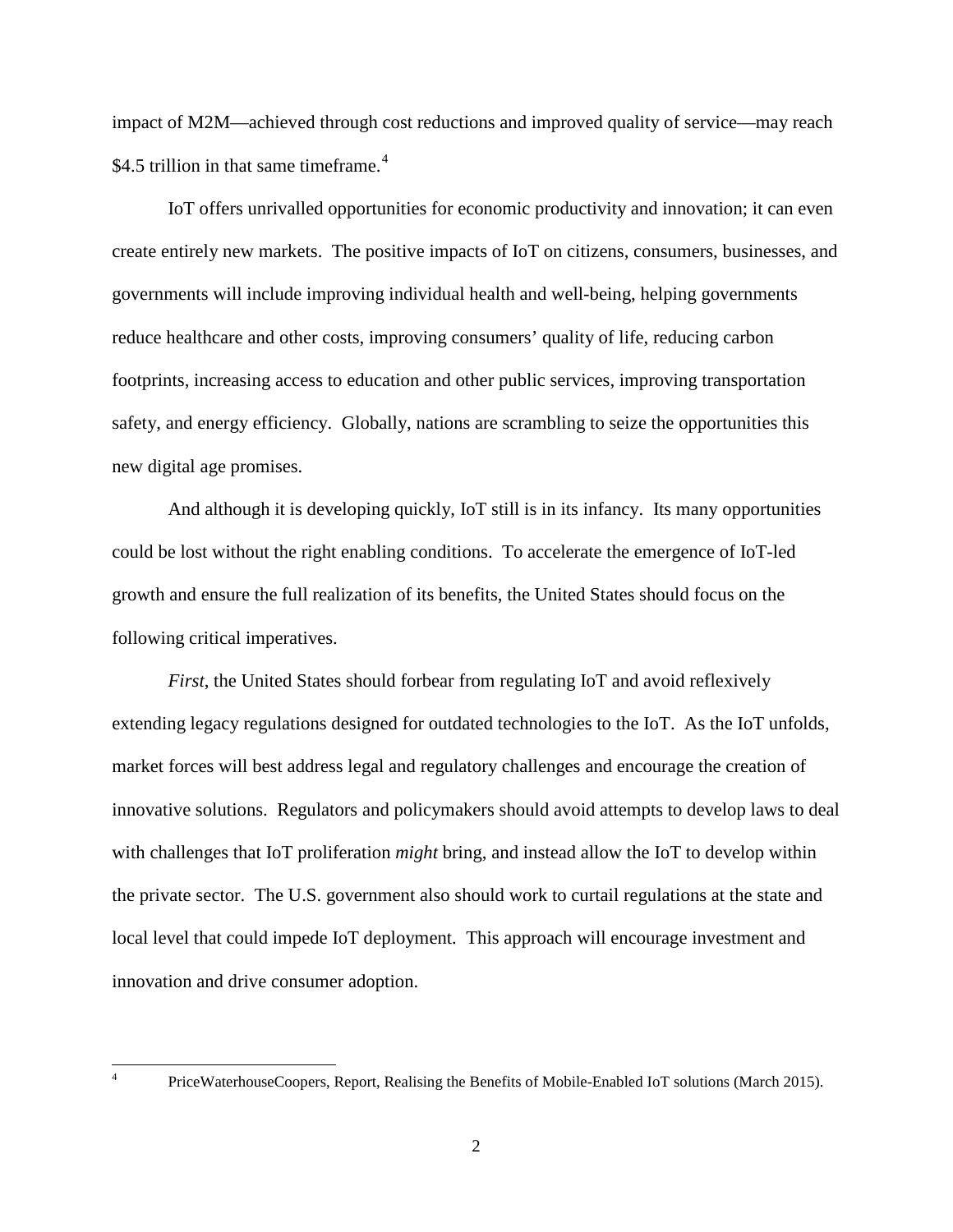impact of M2M—achieved through cost reductions and improved quality of service—may reach $4.5 trillion in that same timeframe.[4]

IoT offers unrivalled opportunities for economic productivity and innovation; it can even create entirely new markets. The positive impacts of IoT on citizens, consumers, businesses, and governments will include improving individual health and well-being, helping governments reduce healthcare and other costs, improving consumers' quality of life, reducing carbon footprints, increasing access to education and other public services, improving transportation safety, and energy efficiency. Globally, nations are scrambling to seize the opportunities this new digital age promises.

And although it is developing quickly, IoT still is in its infancy. Its many opportunities could be lost without the right enabling conditions. To accelerate the emergence of IoT-led growth and ensure the full realization of its benefits, the United States should focus on the following critical imperatives.

*First*, the United States should forbear from regulating IoT and avoid reflexively extending legacy regulations designed for outdated technologies to the IoT. As the IoT unfolds, market forces will best address legal and regulatory challenges and encourage the creation of innovative solutions. Regulators and policymakers should avoid attempts to develop laws to deal with challenges that IoT proliferation *might* bring, and instead allow the IoT to develop within the private sector. The U.S. government also should work to curtail regulations at the state and local level that could impede IoT deployment. This approach will encourage investment and innovation and drive consumer adoption.

---

[4] PriceWaterhouseCoopers, Report, Realising the Benefits of Mobile-Enabled IoT solutions (March 2015).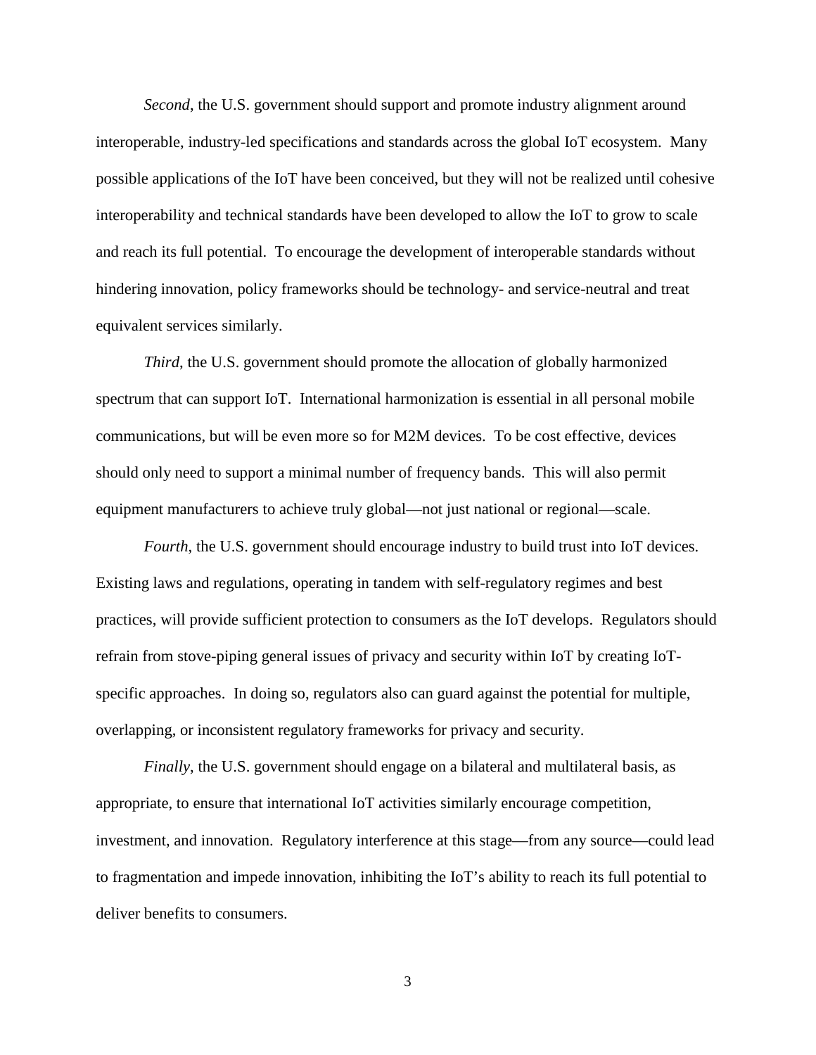*Second*, the U.S. government should support and promote industry alignment around interoperable, industry-led specifications and standards across the global IoT ecosystem. Many possible applications of the IoT have been conceived, but they will not be realized until cohesive interoperability and technical standards have been developed to allow the IoT to grow to scale and reach its full potential. To encourage the development of interoperable standards without hindering innovation, policy frameworks should be technology- and service-neutral and treat equivalent services similarly.

*Third*, the U.S. government should promote the allocation of globally harmonized spectrum that can support IoT. International harmonization is essential in all personal mobile communications, but will be even more so for M2M devices. To be cost effective, devices should only need to support a minimal number of frequency bands. This will also permit equipment manufacturers to achieve truly global—not just national or regional—scale.

*Fourth*, the U.S. government should encourage industry to build trust into IoT devices. Existing laws and regulations, operating in tandem with self-regulatory regimes and best practices, will provide sufficient protection to consumers as the IoT develops. Regulators should refrain from stove-piping general issues of privacy and security within IoT by creating IoT-specific approaches. In doing so, regulators also can guard against the potential for multiple, overlapping, or inconsistent regulatory frameworks for privacy and security.

*Finally*, the U.S. government should engage on a bilateral and multilateral basis, as appropriate, to ensure that international IoT activities similarly encourage competition, investment, and innovation. Regulatory interference at this stage—from any source—could lead to fragmentation and impede innovation, inhibiting the IoT's ability to reach its full potential to deliver benefits to consumers.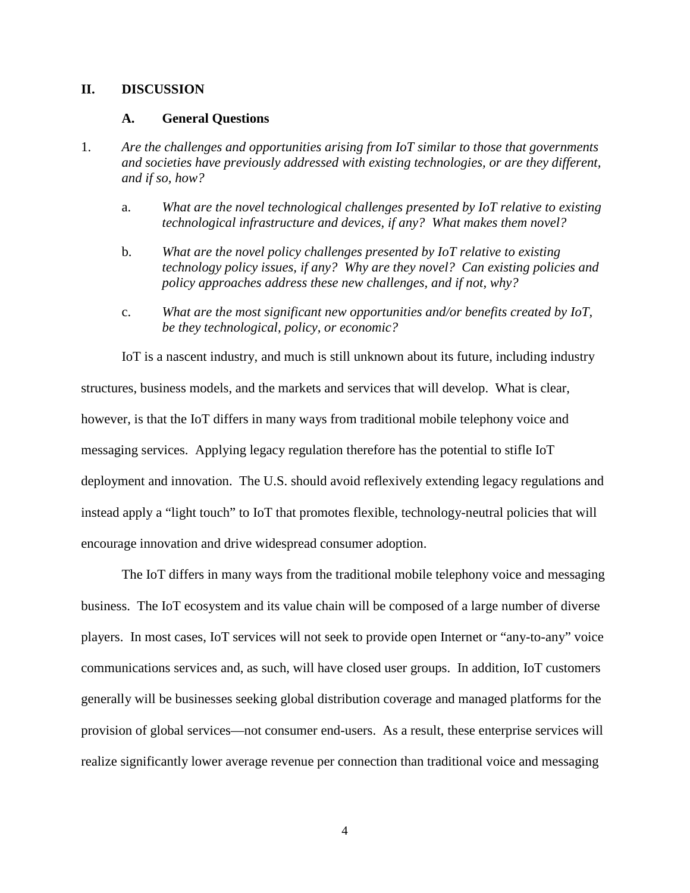## II. DISCUSSION

### A. General Questions

1. *Are the challenges and opportunities arising from IoT similar to those that governments and societies have previously addressed with existing technologies, or are they different, and if so, how?*

    a. *What are the novel technological challenges presented by IoT relative to existing technological infrastructure and devices, if any? What makes them novel?*

    b. *What are the novel policy challenges presented by IoT relative to existing technology policy issues, if any? Why are they novel? Can existing policies and policy approaches address these new challenges, and if not, why?*

    c. *What are the most significant new opportunities and/or benefits created by IoT, be they technological, policy, or economic?*

IoT is a nascent industry, and much is still unknown about its future, including industry structures, business models, and the markets and services that will develop. What is clear, however, is that the IoT differs in many ways from traditional mobile telephony voice and messaging services. Applying legacy regulation therefore has the potential to stifle IoT deployment and innovation. The U.S. should avoid reflexively extending legacy regulations and instead apply a "light touch" to IoT that promotes flexible, technology-neutral policies that will encourage innovation and drive widespread consumer adoption.

The IoT differs in many ways from the traditional mobile telephony voice and messaging business. The IoT ecosystem and its value chain will be composed of a large number of diverse players. In most cases, IoT services will not seek to provide open Internet or "any-to-any" voice communications services and, as such, will have closed user groups. In addition, IoT customers generally will be businesses seeking global distribution coverage and managed platforms for the provision of global services—not consumer end-users. As a result, these enterprise services will realize significantly lower average revenue per connection than traditional voice and messaging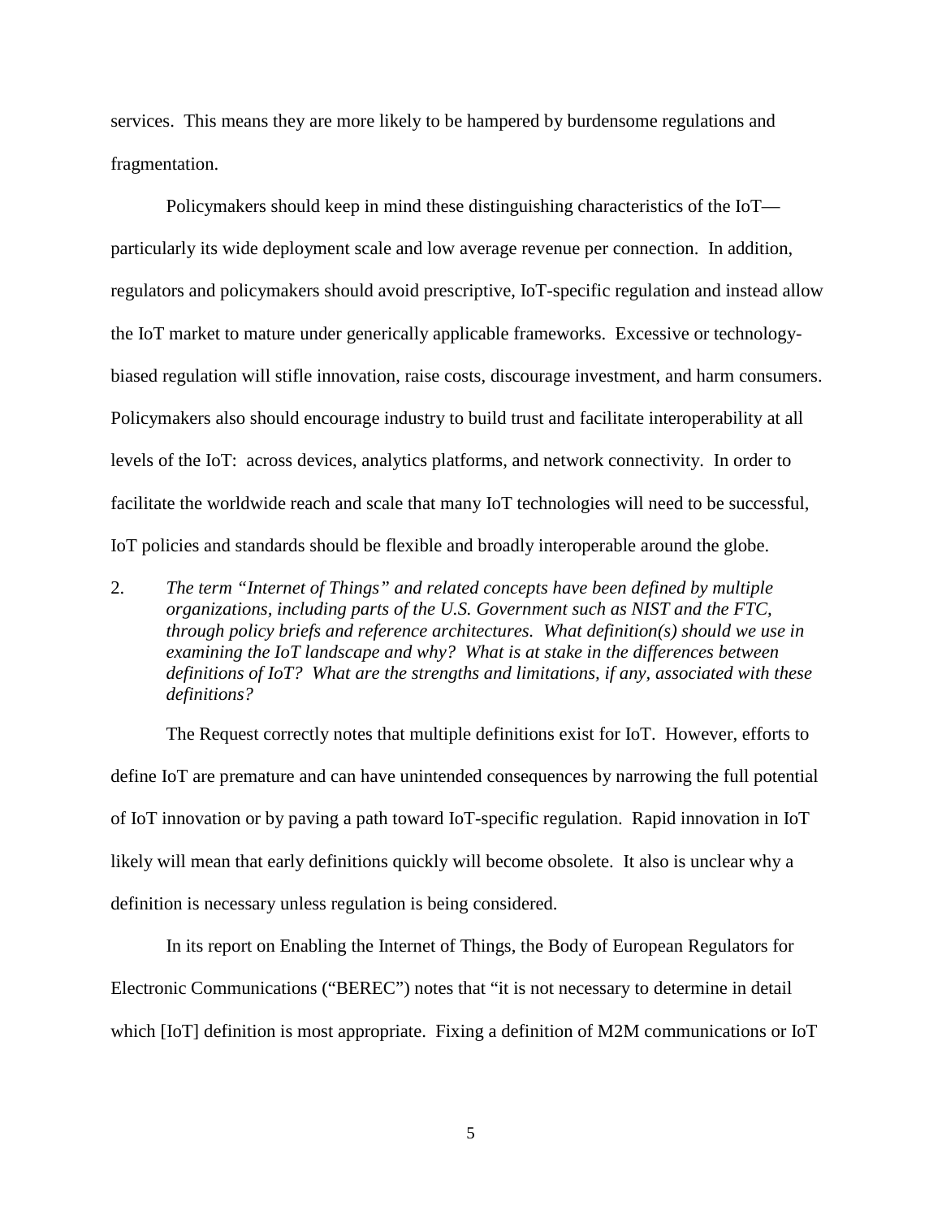services. This means they are more likely to be hampered by burdensome regulations and fragmentation.

Policymakers should keep in mind these distinguishing characteristics of the IoT—particularly its wide deployment scale and low average revenue per connection. In addition, regulators and policymakers should avoid prescriptive, IoT-specific regulation and instead allow the IoT market to mature under generically applicable frameworks. Excessive or technology-biased regulation will stifle innovation, raise costs, discourage investment, and harm consumers. Policymakers also should encourage industry to build trust and facilitate interoperability at all levels of the IoT: across devices, analytics platforms, and network connectivity. In order to facilitate the worldwide reach and scale that many IoT technologies will need to be successful, IoT policies and standards should be flexible and broadly interoperable around the globe.

2. *The term "Internet of Things" and related concepts have been defined by multiple organizations, including parts of the U.S. Government such as NIST and the FTC, through policy briefs and reference architectures. What definition(s) should we use in examining the IoT landscape and why? What is at stake in the differences between definitions of IoT? What are the strengths and limitations, if any, associated with these definitions?*

The Request correctly notes that multiple definitions exist for IoT. However, efforts to define IoT are premature and can have unintended consequences by narrowing the full potential of IoT innovation or by paving a path toward IoT-specific regulation. Rapid innovation in IoT likely will mean that early definitions quickly will become obsolete. It also is unclear why a definition is necessary unless regulation is being considered.

In its report on Enabling the Internet of Things, the Body of European Regulators for Electronic Communications ("BEREC") notes that "it is not necessary to determine in detail which [IoT] definition is most appropriate. Fixing a definition of M2M communications or IoT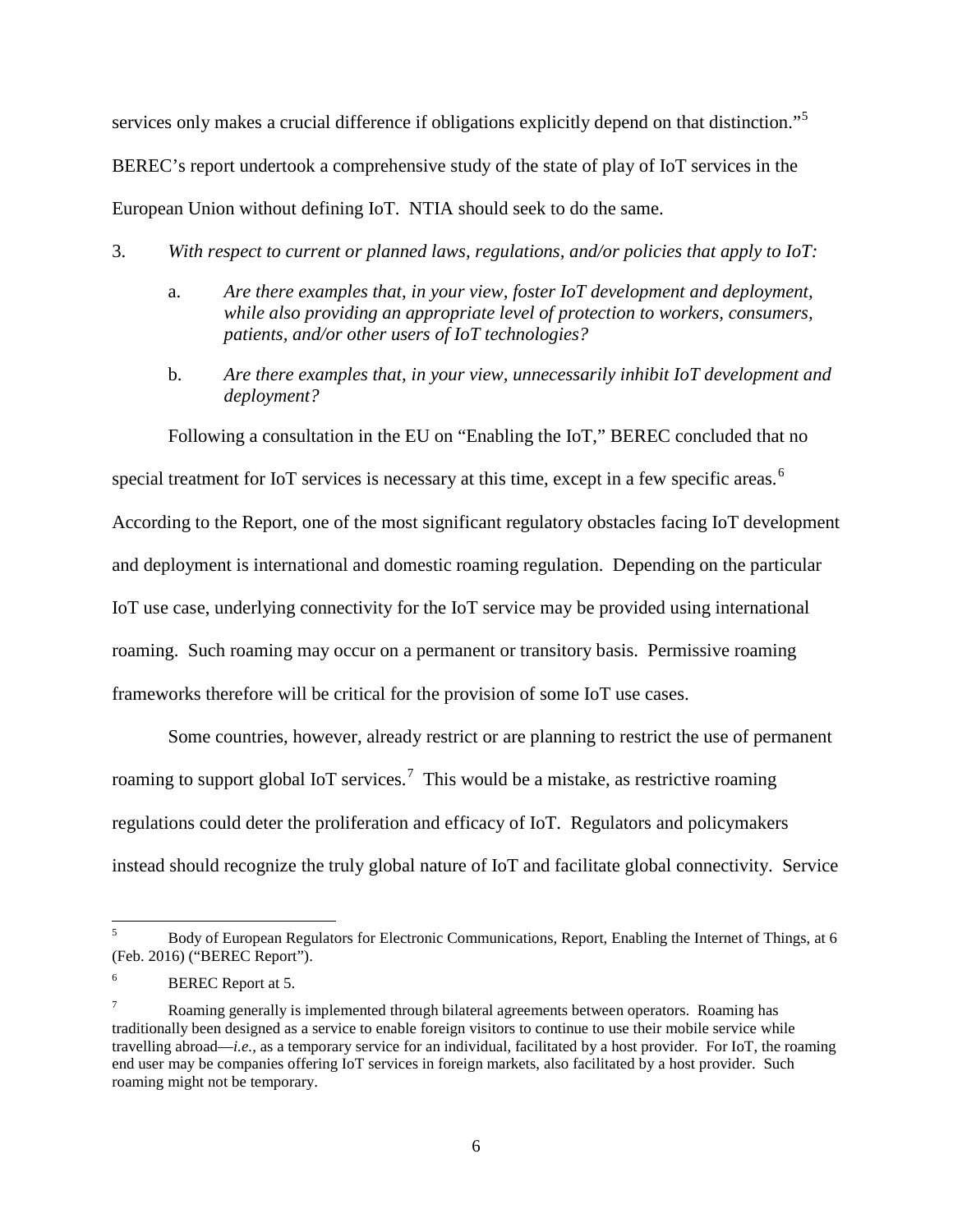services only makes a crucial difference if obligations explicitly depend on that distinction."[5] BEREC's report undertook a comprehensive study of the state of play of IoT services in the European Union without defining IoT. NTIA should seek to do the same.

3. *With respect to current or planned laws, regulations, and/or policies that apply to IoT:*

   a. *Are there examples that, in your view, foster IoT development and deployment, while also providing an appropriate level of protection to workers, consumers, patients, and/or other users of IoT technologies?*

   b. *Are there examples that, in your view, unnecessarily inhibit IoT development and deployment?*

Following a consultation in the EU on "Enabling the IoT," BEREC concluded that no special treatment for IoT services is necessary at this time, except in a few specific areas.[6] According to the Report, one of the most significant regulatory obstacles facing IoT development and deployment is international and domestic roaming regulation. Depending on the particular IoT use case, underlying connectivity for the IoT service may be provided using international roaming. Such roaming may occur on a permanent or transitory basis. Permissive roaming frameworks therefore will be critical for the provision of some IoT use cases.

Some countries, however, already restrict or are planning to restrict the use of permanent roaming to support global IoT services.[7] This would be a mistake, as restrictive roaming regulations could deter the proliferation and efficacy of IoT. Regulators and policymakers instead should recognize the truly global nature of IoT and facilitate global connectivity. Service

---

[5] Body of European Regulators for Electronic Communications, Report, Enabling the Internet of Things, at 6 (Feb. 2016) ("BEREC Report").

[6] BEREC Report at 5.

[7] Roaming generally is implemented through bilateral agreements between operators. Roaming has traditionally been designed as a service to enable foreign visitors to continue to use their mobile service while travelling abroad—*i.e.*, as a temporary service for an individual, facilitated by a host provider. For IoT, the roaming end user may be companies offering IoT services in foreign markets, also facilitated by a host provider. Such roaming might not be temporary.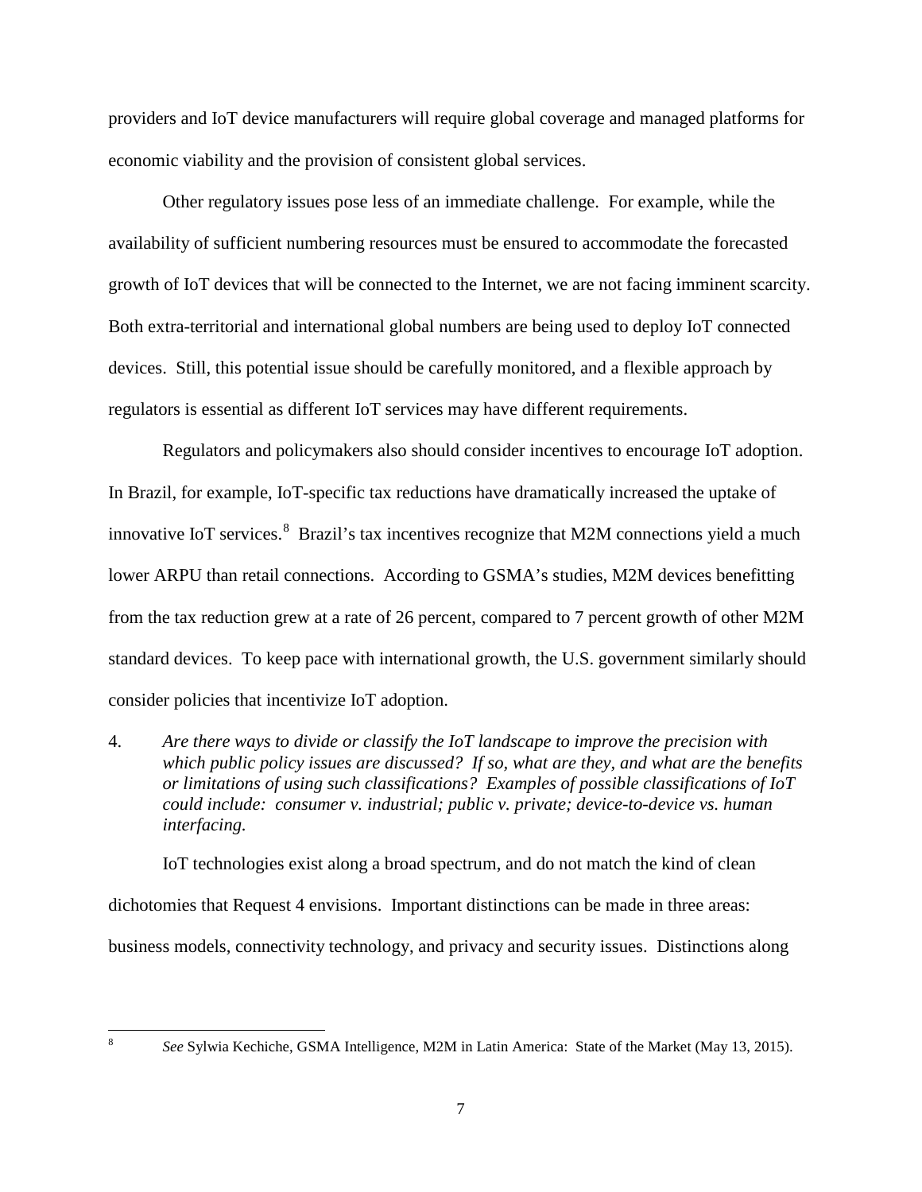providers and IoT device manufacturers will require global coverage and managed platforms for economic viability and the provision of consistent global services.

Other regulatory issues pose less of an immediate challenge. For example, while the availability of sufficient numbering resources must be ensured to accommodate the forecasted growth of IoT devices that will be connected to the Internet, we are not facing imminent scarcity. Both extra-territorial and international global numbers are being used to deploy IoT connected devices. Still, this potential issue should be carefully monitored, and a flexible approach by regulators is essential as different IoT services may have different requirements.

Regulators and policymakers also should consider incentives to encourage IoT adoption. In Brazil, for example, IoT-specific tax reductions have dramatically increased the uptake of innovative IoT services.[8] Brazil's tax incentives recognize that M2M connections yield a much lower ARPU than retail connections. According to GSMA's studies, M2M devices benefitting from the tax reduction grew at a rate of 26 percent, compared to 7 percent growth of other M2M standard devices. To keep pace with international growth, the U.S. government similarly should consider policies that incentivize IoT adoption.

4. *Are there ways to divide or classify the IoT landscape to improve the precision with which public policy issues are discussed? If so, what are they, and what are the benefits or limitations of using such classifications? Examples of possible classifications of IoT could include: consumer v. industrial; public v. private; device-to-device vs. human interfacing.*

IoT technologies exist along a broad spectrum, and do not match the kind of clean dichotomies that Request 4 envisions. Important distinctions can be made in three areas: business models, connectivity technology, and privacy and security issues. Distinctions along

---

[8] *See* Sylwia Kechiche, GSMA Intelligence, M2M in Latin America: State of the Market (May 13, 2015).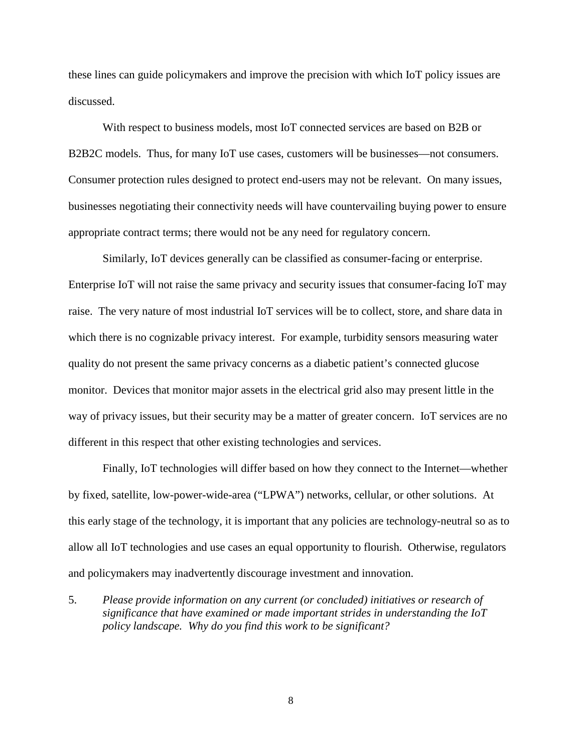these lines can guide policymakers and improve the precision with which IoT policy issues are discussed.

With respect to business models, most IoT connected services are based on B2B or B2B2C models. Thus, for many IoT use cases, customers will be businesses—not consumers. Consumer protection rules designed to protect end-users may not be relevant. On many issues, businesses negotiating their connectivity needs will have countervailing buying power to ensure appropriate contract terms; there would not be any need for regulatory concern.

Similarly, IoT devices generally can be classified as consumer-facing or enterprise. Enterprise IoT will not raise the same privacy and security issues that consumer-facing IoT may raise. The very nature of most industrial IoT services will be to collect, store, and share data in which there is no cognizable privacy interest. For example, turbidity sensors measuring water quality do not present the same privacy concerns as a diabetic patient's connected glucose monitor. Devices that monitor major assets in the electrical grid also may present little in the way of privacy issues, but their security may be a matter of greater concern. IoT services are no different in this respect that other existing technologies and services.

Finally, IoT technologies will differ based on how they connect to the Internet—whether by fixed, satellite, low-power-wide-area ("LPWA") networks, cellular, or other solutions. At this early stage of the technology, it is important that any policies are technology-neutral so as to allow all IoT technologies and use cases an equal opportunity to flourish. Otherwise, regulators and policymakers may inadvertently discourage investment and innovation.

5. *Please provide information on any current (or concluded) initiatives or research of significance that have examined or made important strides in understanding the IoT policy landscape. Why do you find this work to be significant?*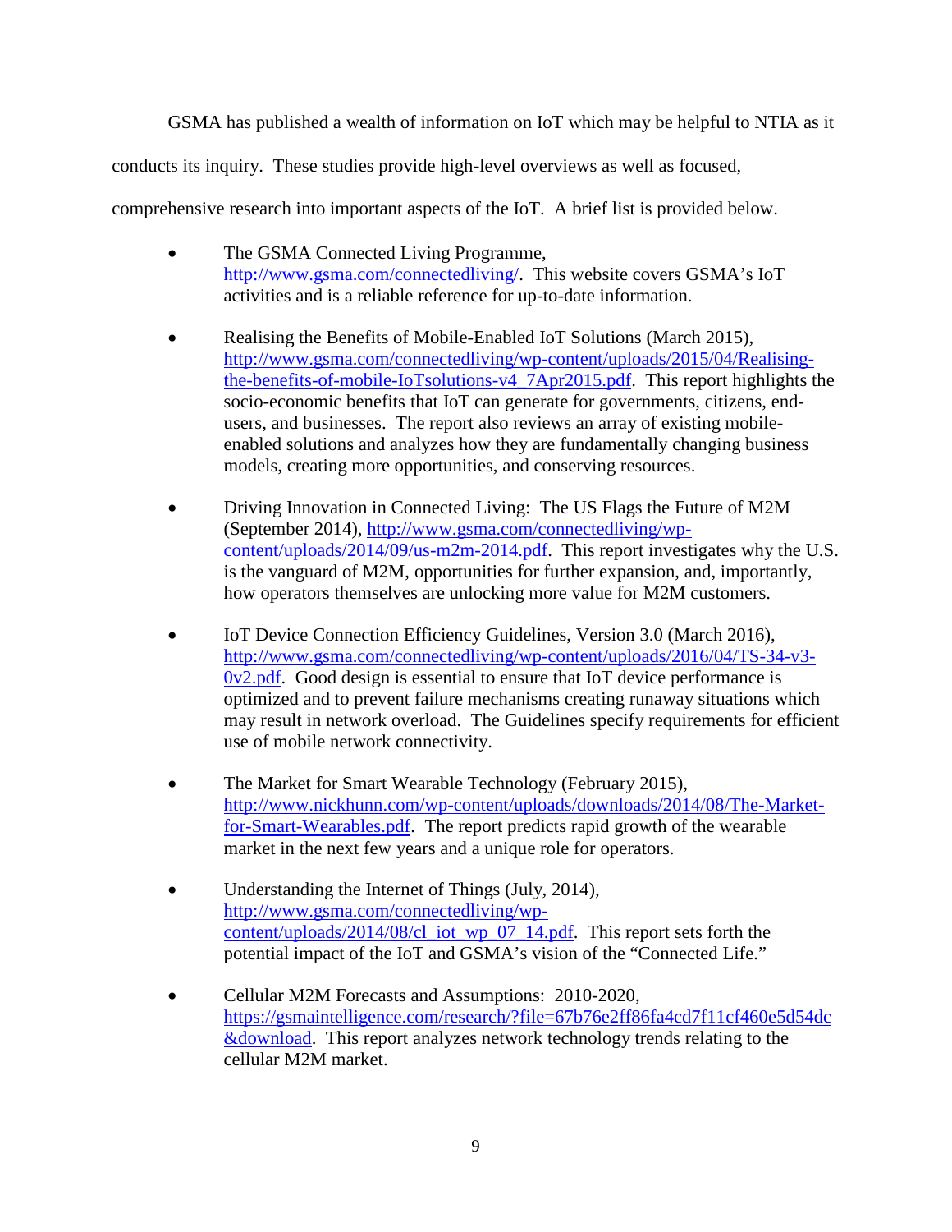GSMA has published a wealth of information on IoT which may be helpful to NTIA as it conducts its inquiry. These studies provide high-level overviews as well as focused, comprehensive research into important aspects of the IoT. A brief list is provided below.

- The GSMA Connected Living Programme, http://www.gsma.com/connectedliving/. This website covers GSMA's IoT activities and is a reliable reference for up-to-date information.

- Realising the Benefits of Mobile-Enabled IoT Solutions (March 2015), http://www.gsma.com/connectedliving/wp-content/uploads/2015/04/Realising-the-benefits-of-mobile-IoTsolutions-v4_7Apr2015.pdf. This report highlights the socio-economic benefits that IoT can generate for governments, citizens, end-users, and businesses. The report also reviews an array of existing mobile-enabled solutions and analyzes how they are fundamentally changing business models, creating more opportunities, and conserving resources.

- Driving Innovation in Connected Living: The US Flags the Future of M2M (September 2014), http://www.gsma.com/connectedliving/wp-content/uploads/2014/09/us-m2m-2014.pdf. This report investigates why the U.S. is the vanguard of M2M, opportunities for further expansion, and, importantly, how operators themselves are unlocking more value for M2M customers.

- IoT Device Connection Efficiency Guidelines, Version 3.0 (March 2016), http://www.gsma.com/connectedliving/wp-content/uploads/2016/04/TS-34-v3-0v2.pdf. Good design is essential to ensure that IoT device performance is optimized and to prevent failure mechanisms creating runaway situations which may result in network overload. The Guidelines specify requirements for efficient use of mobile network connectivity.

- The Market for Smart Wearable Technology (February 2015), http://www.nickhunn.com/wp-content/uploads/downloads/2014/08/The-Market-for-Smart-Wearables.pdf. The report predicts rapid growth of the wearable market in the next few years and a unique role for operators.

- Understanding the Internet of Things (July, 2014), http://www.gsma.com/connectedliving/wp-content/uploads/2014/08/cl_iot_wp_07_14.pdf. This report sets forth the potential impact of the IoT and GSMA's vision of the "Connected Life."

- Cellular M2M Forecasts and Assumptions: 2010-2020, https://gsmaintelligence.com/research/?file=67b76e2ff86fa4cd7f11cf460e5d54dc&download. This report analyzes network technology trends relating to the cellular M2M market.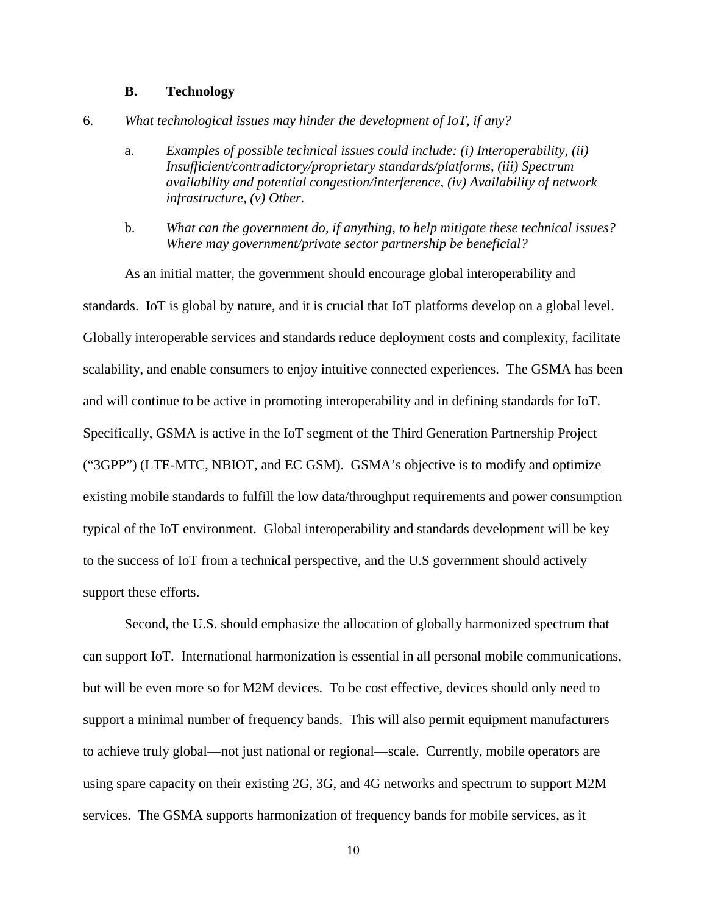### B. Technology

6. *What technological issues may hinder the development of IoT, if any?*

   a. *Examples of possible technical issues could include: (i) Interoperability, (ii) Insufficient/contradictory/proprietary standards/platforms, (iii) Spectrum availability and potential congestion/interference, (iv) Availability of network infrastructure, (v) Other.*

   b. *What can the government do, if anything, to help mitigate these technical issues? Where may government/private sector partnership be beneficial?*

As an initial matter, the government should encourage global interoperability and standards. IoT is global by nature, and it is crucial that IoT platforms develop on a global level. Globally interoperable services and standards reduce deployment costs and complexity, facilitate scalability, and enable consumers to enjoy intuitive connected experiences. The GSMA has been and will continue to be active in promoting interoperability and in defining standards for IoT. Specifically, GSMA is active in the IoT segment of the Third Generation Partnership Project ("3GPP") (LTE-MTC, NBIOT, and EC GSM). GSMA's objective is to modify and optimize existing mobile standards to fulfill the low data/throughput requirements and power consumption typical of the IoT environment. Global interoperability and standards development will be key to the success of IoT from a technical perspective, and the U.S government should actively support these efforts.

Second, the U.S. should emphasize the allocation of globally harmonized spectrum that can support IoT. International harmonization is essential in all personal mobile communications, but will be even more so for M2M devices. To be cost effective, devices should only need to support a minimal number of frequency bands. This will also permit equipment manufacturers to achieve truly global—not just national or regional—scale. Currently, mobile operators are using spare capacity on their existing 2G, 3G, and 4G networks and spectrum to support M2M services. The GSMA supports harmonization of frequency bands for mobile services, as it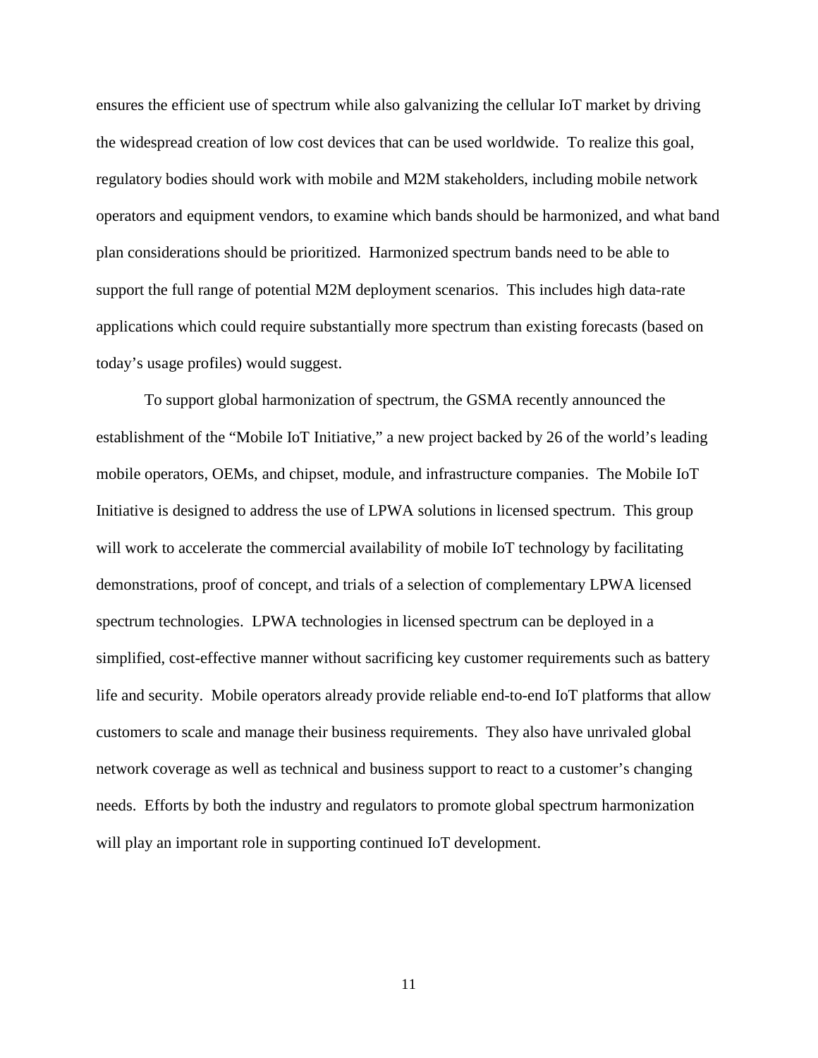ensures the efficient use of spectrum while also galvanizing the cellular IoT market by driving the widespread creation of low cost devices that can be used worldwide. To realize this goal, regulatory bodies should work with mobile and M2M stakeholders, including mobile network operators and equipment vendors, to examine which bands should be harmonized, and what band plan considerations should be prioritized. Harmonized spectrum bands need to be able to support the full range of potential M2M deployment scenarios. This includes high data-rate applications which could require substantially more spectrum than existing forecasts (based on today's usage profiles) would suggest.

To support global harmonization of spectrum, the GSMA recently announced the establishment of the "Mobile IoT Initiative," a new project backed by 26 of the world's leading mobile operators, OEMs, and chipset, module, and infrastructure companies. The Mobile IoT Initiative is designed to address the use of LPWA solutions in licensed spectrum. This group will work to accelerate the commercial availability of mobile IoT technology by facilitating demonstrations, proof of concept, and trials of a selection of complementary LPWA licensed spectrum technologies. LPWA technologies in licensed spectrum can be deployed in a simplified, cost-effective manner without sacrificing key customer requirements such as battery life and security. Mobile operators already provide reliable end-to-end IoT platforms that allow customers to scale and manage their business requirements. They also have unrivaled global network coverage as well as technical and business support to react to a customer's changing needs. Efforts by both the industry and regulators to promote global spectrum harmonization will play an important role in supporting continued IoT development.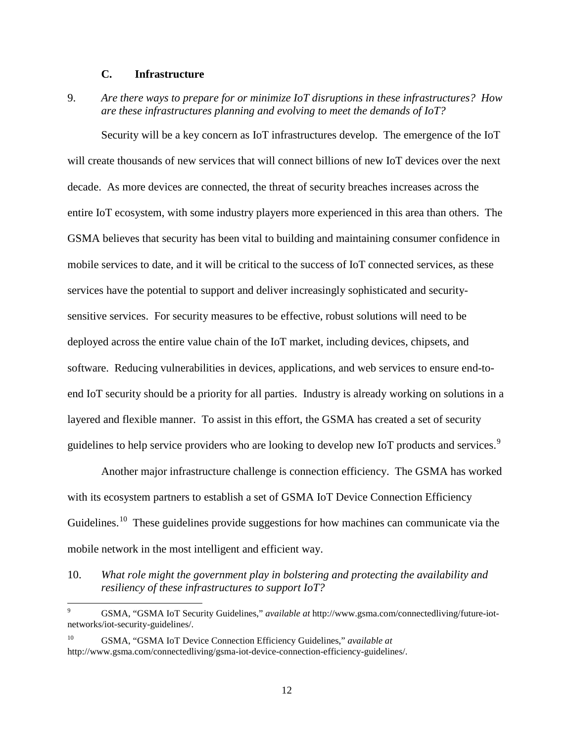### C. Infrastructure

9. *Are there ways to prepare for or minimize IoT disruptions in these infrastructures? How are these infrastructures planning and evolving to meet the demands of IoT?*

Security will be a key concern as IoT infrastructures develop. The emergence of the IoT will create thousands of new services that will connect billions of new IoT devices over the next decade. As more devices are connected, the threat of security breaches increases across the entire IoT ecosystem, with some industry players more experienced in this area than others. The GSMA believes that security has been vital to building and maintaining consumer confidence in mobile services to date, and it will be critical to the success of IoT connected services, as these services have the potential to support and deliver increasingly sophisticated and security-sensitive services. For security measures to be effective, robust solutions will need to be deployed across the entire value chain of the IoT market, including devices, chipsets, and software. Reducing vulnerabilities in devices, applications, and web services to ensure end-to-end IoT security should be a priority for all parties. Industry is already working on solutions in a layered and flexible manner. To assist in this effort, the GSMA has created a set of security guidelines to help service providers who are looking to develop new IoT products and services.[9]

Another major infrastructure challenge is connection efficiency. The GSMA has worked with its ecosystem partners to establish a set of GSMA IoT Device Connection Efficiency Guidelines.[10] These guidelines provide suggestions for how machines can communicate via the mobile network in the most intelligent and efficient way.

10. *What role might the government play in bolstering and protecting the availability and resiliency of these infrastructures to support IoT?*

---

[9] GSMA, "GSMA IoT Security Guidelines," *available at* http://www.gsma.com/connectedliving/future-iot-networks/iot-security-guidelines/.

[10] GSMA, "GSMA IoT Device Connection Efficiency Guidelines," *available at* http://www.gsma.com/connectedliving/gsma-iot-device-connection-efficiency-guidelines/.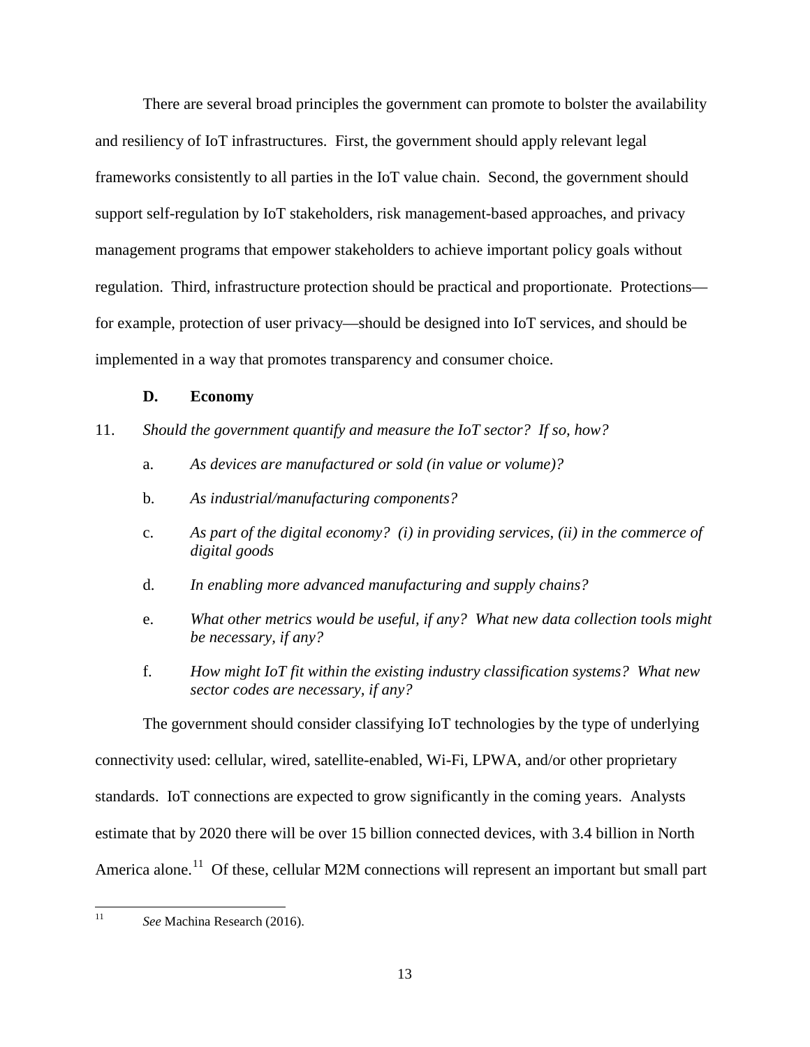There are several broad principles the government can promote to bolster the availability and resiliency of IoT infrastructures. First, the government should apply relevant legal frameworks consistently to all parties in the IoT value chain. Second, the government should support self-regulation by IoT stakeholders, risk management-based approaches, and privacy management programs that empower stakeholders to achieve important policy goals without regulation. Third, infrastructure protection should be practical and proportionate. Protections—for example, protection of user privacy—should be designed into IoT services, and should be implemented in a way that promotes transparency and consumer choice.

### D. Economy

11. *Should the government quantify and measure the IoT sector? If so, how?*

    a. *As devices are manufactured or sold (in value or volume)?*

    b. *As industrial/manufacturing components?*

    c. *As part of the digital economy? (i) in providing services, (ii) in the commerce of digital goods*

    d. *In enabling more advanced manufacturing and supply chains?*

    e. *What other metrics would be useful, if any? What new data collection tools might be necessary, if any?*

    f. *How might IoT fit within the existing industry classification systems? What new sector codes are necessary, if any?*

The government should consider classifying IoT technologies by the type of underlying connectivity used: cellular, wired, satellite-enabled, Wi-Fi, LPWA, and/or other proprietary standards. IoT connections are expected to grow significantly in the coming years. Analysts estimate that by 2020 there will be over 15 billion connected devices, with 3.4 billion in North America alone.[11] Of these, cellular M2M connections will represent an important but small part

[11] *See* Machina Research (2016).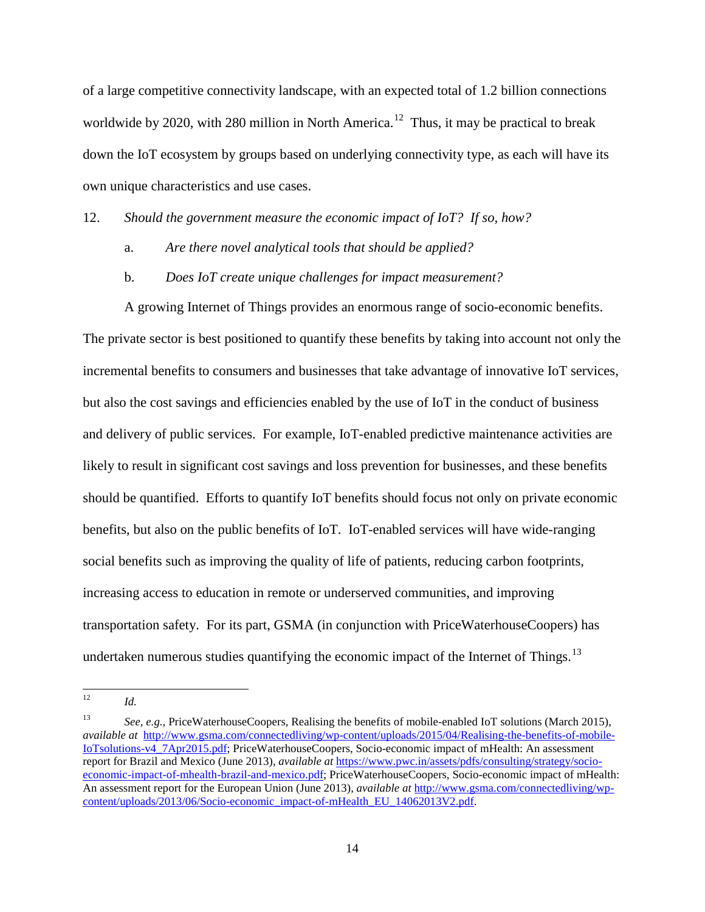of a large competitive connectivity landscape, with an expected total of 1.2 billion connections worldwide by 2020, with 280 million in North America.[12] Thus, it may be practical to break down the IoT ecosystem by groups based on underlying connectivity type, as each will have its own unique characteristics and use cases.

12. *Should the government measure the economic impact of IoT? If so, how?*

    a. *Are there novel analytical tools that should be applied?*

    b. *Does IoT create unique challenges for impact measurement?*

A growing Internet of Things provides an enormous range of socio-economic benefits. The private sector is best positioned to quantify these benefits by taking into account not only the incremental benefits to consumers and businesses that take advantage of innovative IoT services, but also the cost savings and efficiencies enabled by the use of IoT in the conduct of business and delivery of public services. For example, IoT-enabled predictive maintenance activities are likely to result in significant cost savings and loss prevention for businesses, and these benefits should be quantified. Efforts to quantify IoT benefits should focus not only on private economic benefits, but also on the public benefits of IoT. IoT-enabled services will have wide-ranging social benefits such as improving the quality of life of patients, reducing carbon footprints, increasing access to education in remote or underserved communities, and improving transportation safety. For its part, GSMA (in conjunction with PriceWaterhouseCoopers) has undertaken numerous studies quantifying the economic impact of the Internet of Things.[13]

---

[12] *Id.*

[13] *See, e.g.,* PriceWaterhouseCoopers, Realising the benefits of mobile-enabled IoT solutions (March 2015), *available at* http://www.gsma.com/connectedliving/wp-content/uploads/2015/04/Realising-the-benefits-of-mobile-IoTsolutions-v4_7Apr2015.pdf; PriceWaterhouseCoopers, Socio-economic impact of mHealth: An assessment report for Brazil and Mexico (June 2013), *available at* https://www.pwc.in/assets/pdfs/consulting/strategy/socio-economic-impact-of-mhealth-brazil-and-mexico.pdf; PriceWaterhouseCoopers, Socio-economic impact of mHealth: An assessment report for the European Union (June 2013), *available at* http://www.gsma.com/connectedliving/wp-content/uploads/2013/06/Socio-economic_impact-of-mHealth_EU_14062013V2.pdf.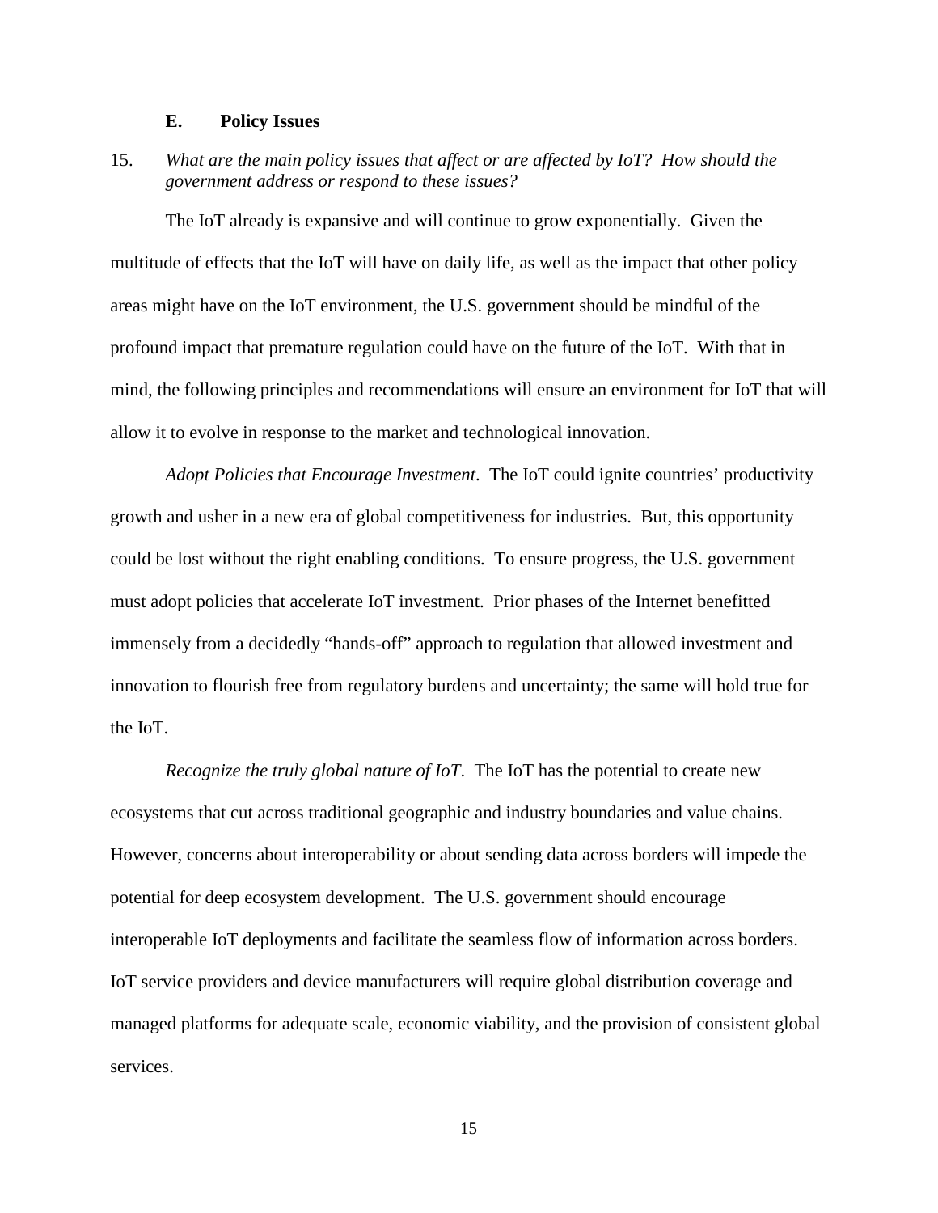### E. Policy Issues

15. *What are the main policy issues that affect or are affected by IoT? How should the government address or respond to these issues?*

The IoT already is expansive and will continue to grow exponentially. Given the multitude of effects that the IoT will have on daily life, as well as the impact that other policy areas might have on the IoT environment, the U.S. government should be mindful of the profound impact that premature regulation could have on the future of the IoT. With that in mind, the following principles and recommendations will ensure an environment for IoT that will allow it to evolve in response to the market and technological innovation.

*Adopt Policies that Encourage Investment*. The IoT could ignite countries' productivity growth and usher in a new era of global competitiveness for industries. But, this opportunity could be lost without the right enabling conditions. To ensure progress, the U.S. government must adopt policies that accelerate IoT investment. Prior phases of the Internet benefitted immensely from a decidedly "hands-off" approach to regulation that allowed investment and innovation to flourish free from regulatory burdens and uncertainty; the same will hold true for the IoT.

*Recognize the truly global nature of IoT*. The IoT has the potential to create new ecosystems that cut across traditional geographic and industry boundaries and value chains. However, concerns about interoperability or about sending data across borders will impede the potential for deep ecosystem development. The U.S. government should encourage interoperable IoT deployments and facilitate the seamless flow of information across borders. IoT service providers and device manufacturers will require global distribution coverage and managed platforms for adequate scale, economic viability, and the provision of consistent global services.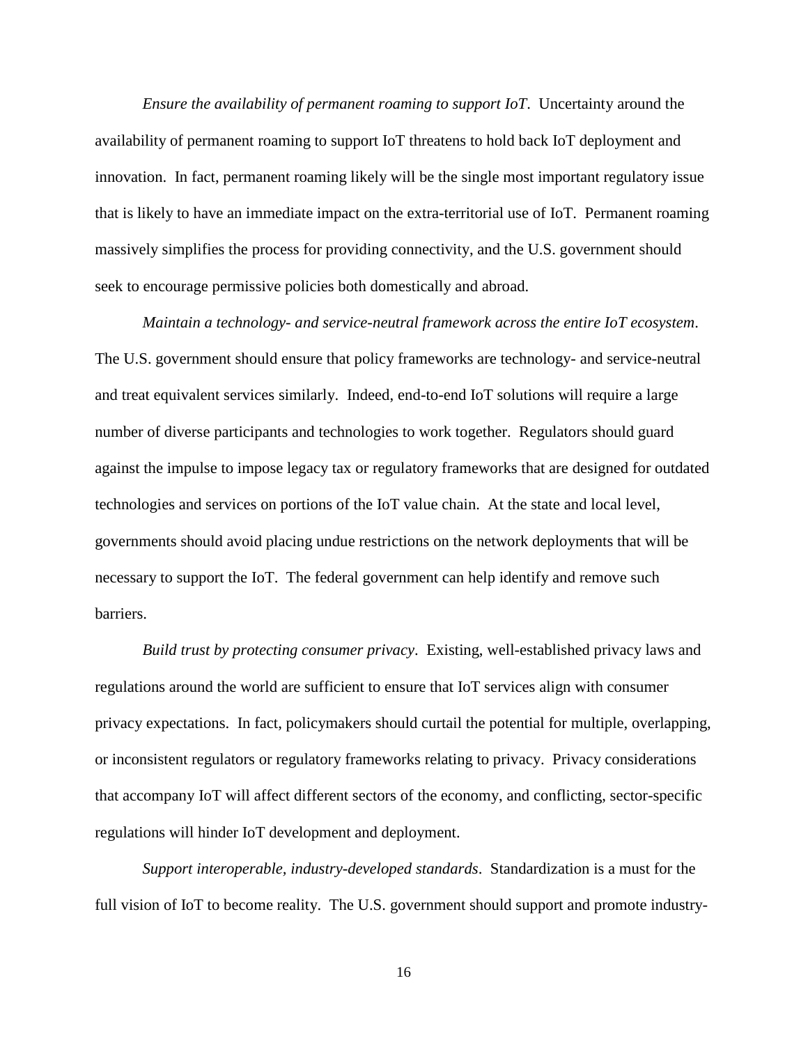*Ensure the availability of permanent roaming to support IoT*. Uncertainty around the availability of permanent roaming to support IoT threatens to hold back IoT deployment and innovation. In fact, permanent roaming likely will be the single most important regulatory issue that is likely to have an immediate impact on the extra-territorial use of IoT. Permanent roaming massively simplifies the process for providing connectivity, and the U.S. government should seek to encourage permissive policies both domestically and abroad.

*Maintain a technology- and service-neutral framework across the entire IoT ecosystem*. The U.S. government should ensure that policy frameworks are technology- and service-neutral and treat equivalent services similarly. Indeed, end-to-end IoT solutions will require a large number of diverse participants and technologies to work together. Regulators should guard against the impulse to impose legacy tax or regulatory frameworks that are designed for outdated technologies and services on portions of the IoT value chain. At the state and local level, governments should avoid placing undue restrictions on the network deployments that will be necessary to support the IoT. The federal government can help identify and remove such barriers.

*Build trust by protecting consumer privacy*. Existing, well-established privacy laws and regulations around the world are sufficient to ensure that IoT services align with consumer privacy expectations. In fact, policymakers should curtail the potential for multiple, overlapping, or inconsistent regulators or regulatory frameworks relating to privacy. Privacy considerations that accompany IoT will affect different sectors of the economy, and conflicting, sector-specific regulations will hinder IoT development and deployment.

*Support interoperable, industry-developed standards*. Standardization is a must for the full vision of IoT to become reality. The U.S. government should support and promote industry-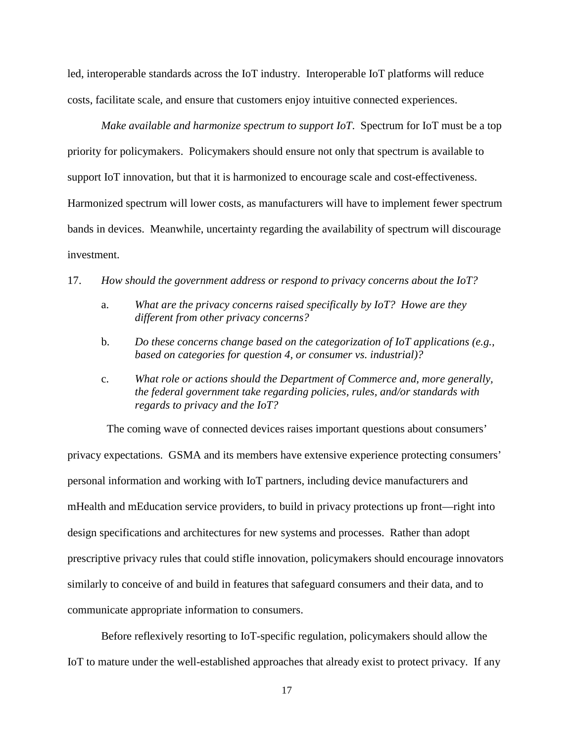led, interoperable standards across the IoT industry. Interoperable IoT platforms will reduce costs, facilitate scale, and ensure that customers enjoy intuitive connected experiences.

*Make available and harmonize spectrum to support IoT*. Spectrum for IoT must be a top priority for policymakers. Policymakers should ensure not only that spectrum is available to support IoT innovation, but that it is harmonized to encourage scale and cost-effectiveness. Harmonized spectrum will lower costs, as manufacturers will have to implement fewer spectrum bands in devices. Meanwhile, uncertainty regarding the availability of spectrum will discourage investment.

17. *How should the government address or respond to privacy concerns about the IoT?*

    a. *What are the privacy concerns raised specifically by IoT? Howe are they different from other privacy concerns?*

    b. *Do these concerns change based on the categorization of IoT applications (e.g., based on categories for question 4, or consumer vs. industrial)?*

    c. *What role or actions should the Department of Commerce and, more generally, the federal government take regarding policies, rules, and/or standards with regards to privacy and the IoT?*

The coming wave of connected devices raises important questions about consumers' privacy expectations. GSMA and its members have extensive experience protecting consumers' personal information and working with IoT partners, including device manufacturers and mHealth and mEducation service providers, to build in privacy protections up front—right into design specifications and architectures for new systems and processes. Rather than adopt prescriptive privacy rules that could stifle innovation, policymakers should encourage innovators similarly to conceive of and build in features that safeguard consumers and their data, and to communicate appropriate information to consumers.

Before reflexively resorting to IoT-specific regulation, policymakers should allow the IoT to mature under the well-established approaches that already exist to protect privacy. If any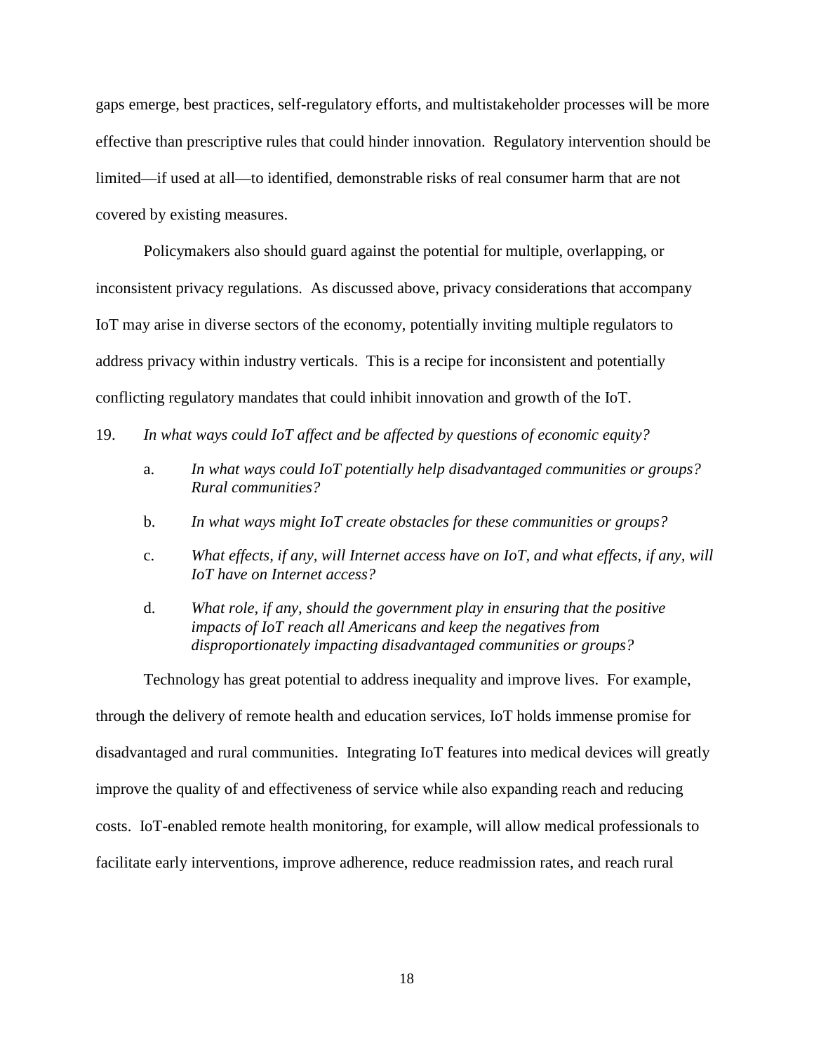gaps emerge, best practices, self-regulatory efforts, and multistakeholder processes will be more effective than prescriptive rules that could hinder innovation. Regulatory intervention should be limited—if used at all—to identified, demonstrable risks of real consumer harm that are not covered by existing measures.

Policymakers also should guard against the potential for multiple, overlapping, or inconsistent privacy regulations. As discussed above, privacy considerations that accompany IoT may arise in diverse sectors of the economy, potentially inviting multiple regulators to address privacy within industry verticals. This is a recipe for inconsistent and potentially conflicting regulatory mandates that could inhibit innovation and growth of the IoT.

19. *In what ways could IoT affect and be affected by questions of economic equity?*

   a. *In what ways could IoT potentially help disadvantaged communities or groups? Rural communities?*

   b. *In what ways might IoT create obstacles for these communities or groups?*

   c. *What effects, if any, will Internet access have on IoT, and what effects, if any, will IoT have on Internet access?*

   d. *What role, if any, should the government play in ensuring that the positive impacts of IoT reach all Americans and keep the negatives from disproportionately impacting disadvantaged communities or groups?*

Technology has great potential to address inequality and improve lives. For example, through the delivery of remote health and education services, IoT holds immense promise for disadvantaged and rural communities. Integrating IoT features into medical devices will greatly improve the quality of and effectiveness of service while also expanding reach and reducing costs. IoT-enabled remote health monitoring, for example, will allow medical professionals to facilitate early interventions, improve adherence, reduce readmission rates, and reach rural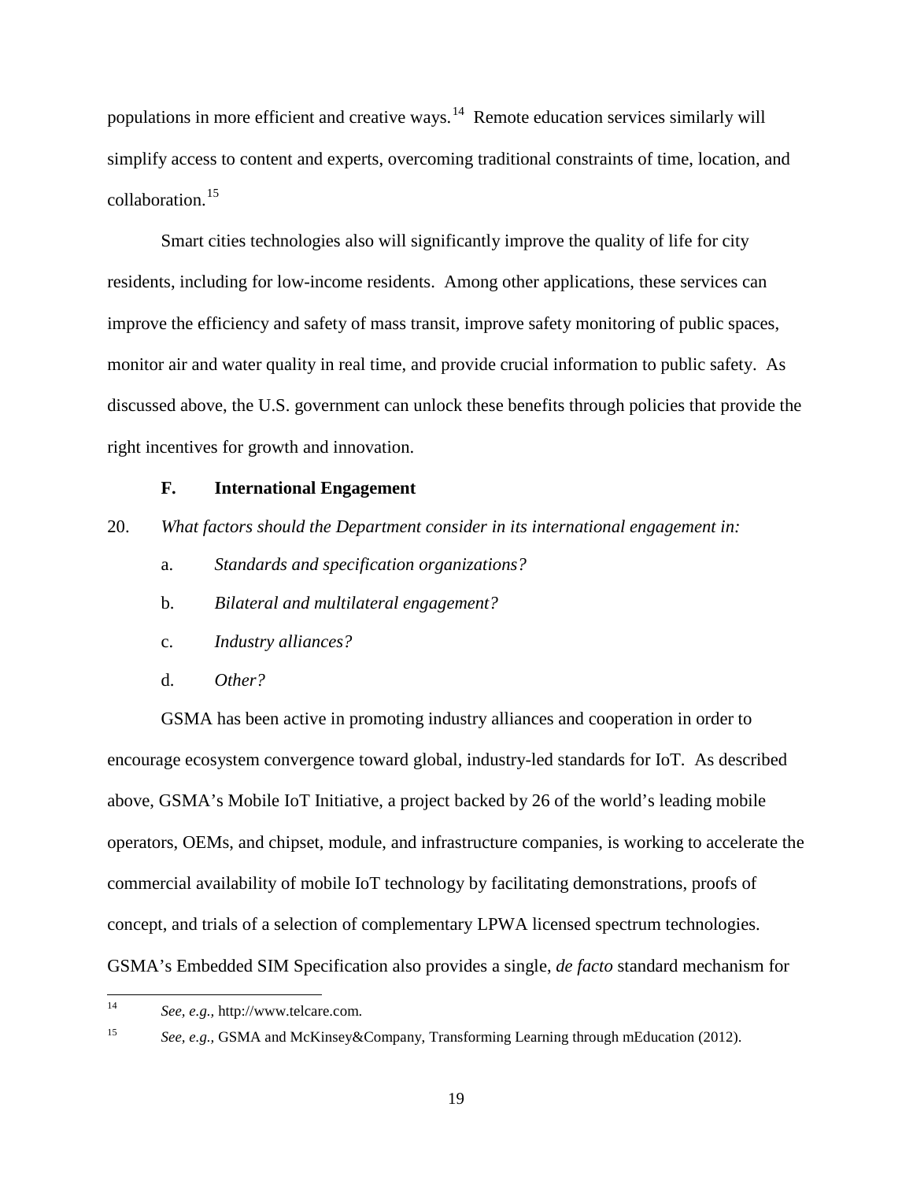populations in more efficient and creative ways.[14] Remote education services similarly will simplify access to content and experts, overcoming traditional constraints of time, location, and collaboration.[15]

Smart cities technologies also will significantly improve the quality of life for city residents, including for low-income residents. Among other applications, these services can improve the efficiency and safety of mass transit, improve safety monitoring of public spaces, monitor air and water quality in real time, and provide crucial information to public safety. As discussed above, the U.S. government can unlock these benefits through policies that provide the right incentives for growth and innovation.

### F. International Engagement

20. *What factors should the Department consider in its international engagement in:*

    a. *Standards and specification organizations?*

    b. *Bilateral and multilateral engagement?*

    c. *Industry alliances?*

    d. *Other?*

GSMA has been active in promoting industry alliances and cooperation in order to encourage ecosystem convergence toward global, industry-led standards for IoT. As described above, GSMA's Mobile IoT Initiative, a project backed by 26 of the world's leading mobile operators, OEMs, and chipset, module, and infrastructure companies, is working to accelerate the commercial availability of mobile IoT technology by facilitating demonstrations, proofs of concept, and trials of a selection of complementary LPWA licensed spectrum technologies. GSMA's Embedded SIM Specification also provides a single, *de facto* standard mechanism for

---

[14] *See, e.g.,* http://www.telcare.com.

[15] *See, e.g.,* GSMA and McKinsey&Company, Transforming Learning through mEducation (2012).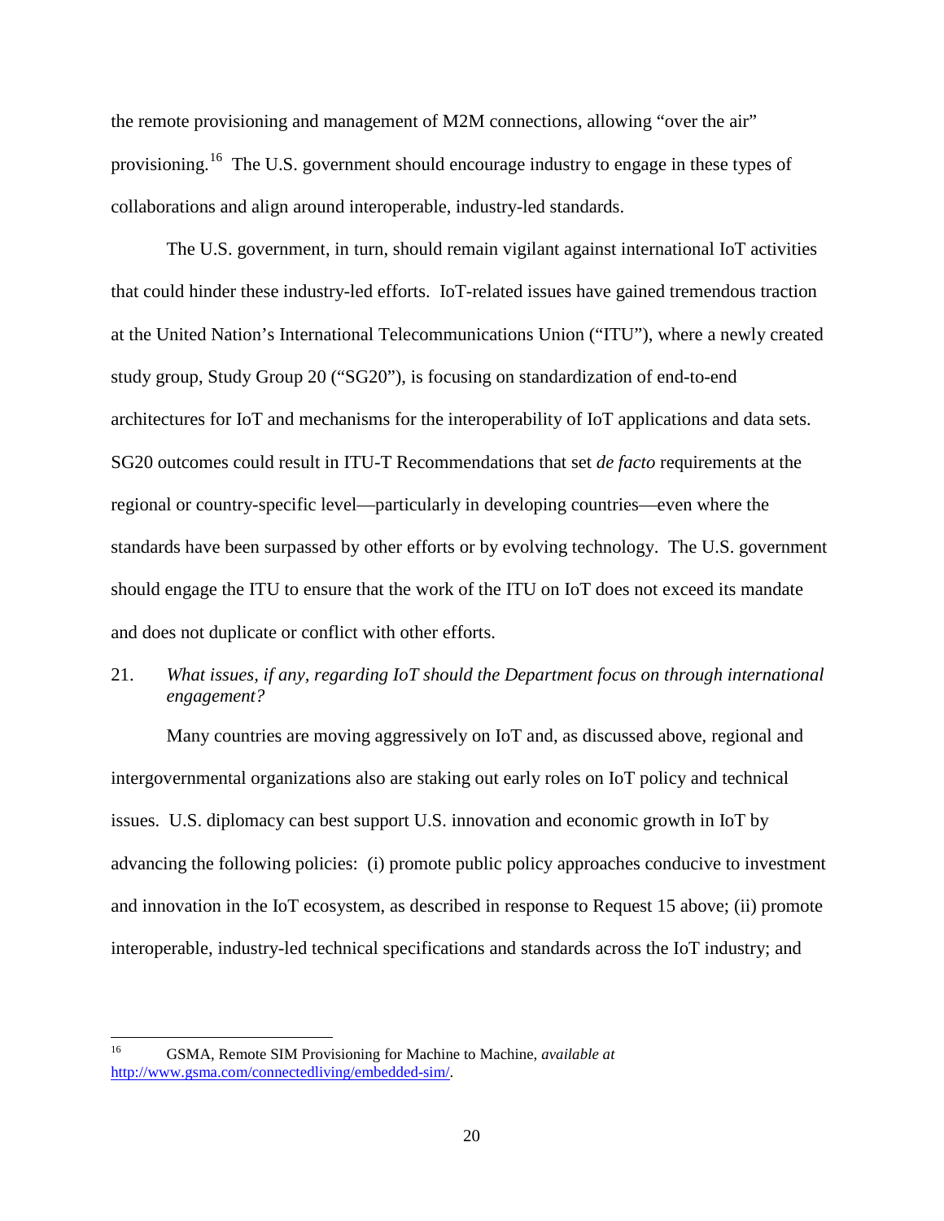the remote provisioning and management of M2M connections, allowing "over the air" provisioning.[16] The U.S. government should encourage industry to engage in these types of collaborations and align around interoperable, industry-led standards.

The U.S. government, in turn, should remain vigilant against international IoT activities that could hinder these industry-led efforts. IoT-related issues have gained tremendous traction at the United Nation's International Telecommunications Union ("ITU"), where a newly created study group, Study Group 20 ("SG20"), is focusing on standardization of end-to-end architectures for IoT and mechanisms for the interoperability of IoT applications and data sets. SG20 outcomes could result in ITU-T Recommendations that set *de facto* requirements at the regional or country-specific level—particularly in developing countries—even where the standards have been surpassed by other efforts or by evolving technology. The U.S. government should engage the ITU to ensure that the work of the ITU on IoT does not exceed its mandate and does not duplicate or conflict with other efforts.

21. *What issues, if any, regarding IoT should the Department focus on through international engagement?*

Many countries are moving aggressively on IoT and, as discussed above, regional and intergovernmental organizations also are staking out early roles on IoT policy and technical issues. U.S. diplomacy can best support U.S. innovation and economic growth in IoT by advancing the following policies: (i) promote public policy approaches conducive to investment and innovation in the IoT ecosystem, as described in response to Request 15 above; (ii) promote interoperable, industry-led technical specifications and standards across the IoT industry; and

---

[16] GSMA, Remote SIM Provisioning for Machine to Machine, *available at* http://www.gsma.com/connectedliving/embedded-sim/.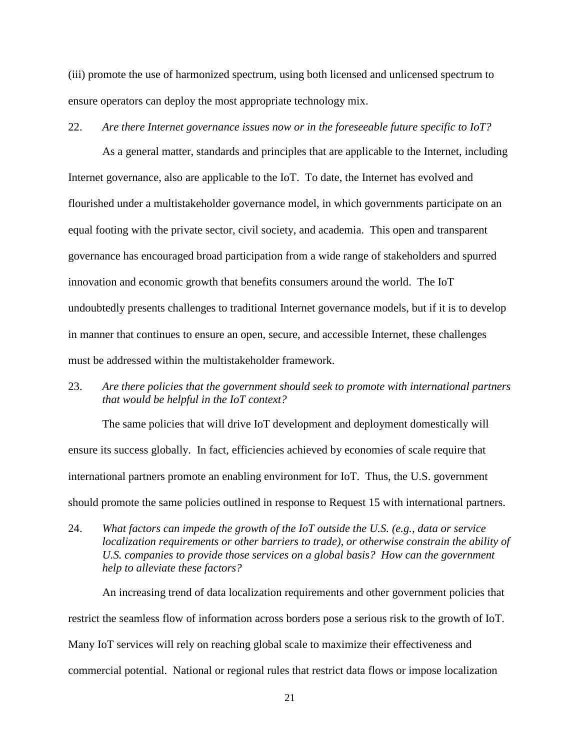(iii) promote the use of harmonized spectrum, using both licensed and unlicensed spectrum to ensure operators can deploy the most appropriate technology mix.

22. *Are there Internet governance issues now or in the foreseeable future specific to IoT?*

As a general matter, standards and principles that are applicable to the Internet, including Internet governance, also are applicable to the IoT. To date, the Internet has evolved and flourished under a multistakeholder governance model, in which governments participate on an equal footing with the private sector, civil society, and academia. This open and transparent governance has encouraged broad participation from a wide range of stakeholders and spurred innovation and economic growth that benefits consumers around the world. The IoT undoubtedly presents challenges to traditional Internet governance models, but if it is to develop in manner that continues to ensure an open, secure, and accessible Internet, these challenges must be addressed within the multistakeholder framework.

23. *Are there policies that the government should seek to promote with international partners that would be helpful in the IoT context?*

The same policies that will drive IoT development and deployment domestically will ensure its success globally. In fact, efficiencies achieved by economies of scale require that international partners promote an enabling environment for IoT. Thus, the U.S. government should promote the same policies outlined in response to Request 15 with international partners.

24. *What factors can impede the growth of the IoT outside the U.S. (e.g., data or service localization requirements or other barriers to trade), or otherwise constrain the ability of U.S. companies to provide those services on a global basis? How can the government help to alleviate these factors?*

An increasing trend of data localization requirements and other government policies that restrict the seamless flow of information across borders pose a serious risk to the growth of IoT. Many IoT services will rely on reaching global scale to maximize their effectiveness and commercial potential. National or regional rules that restrict data flows or impose localization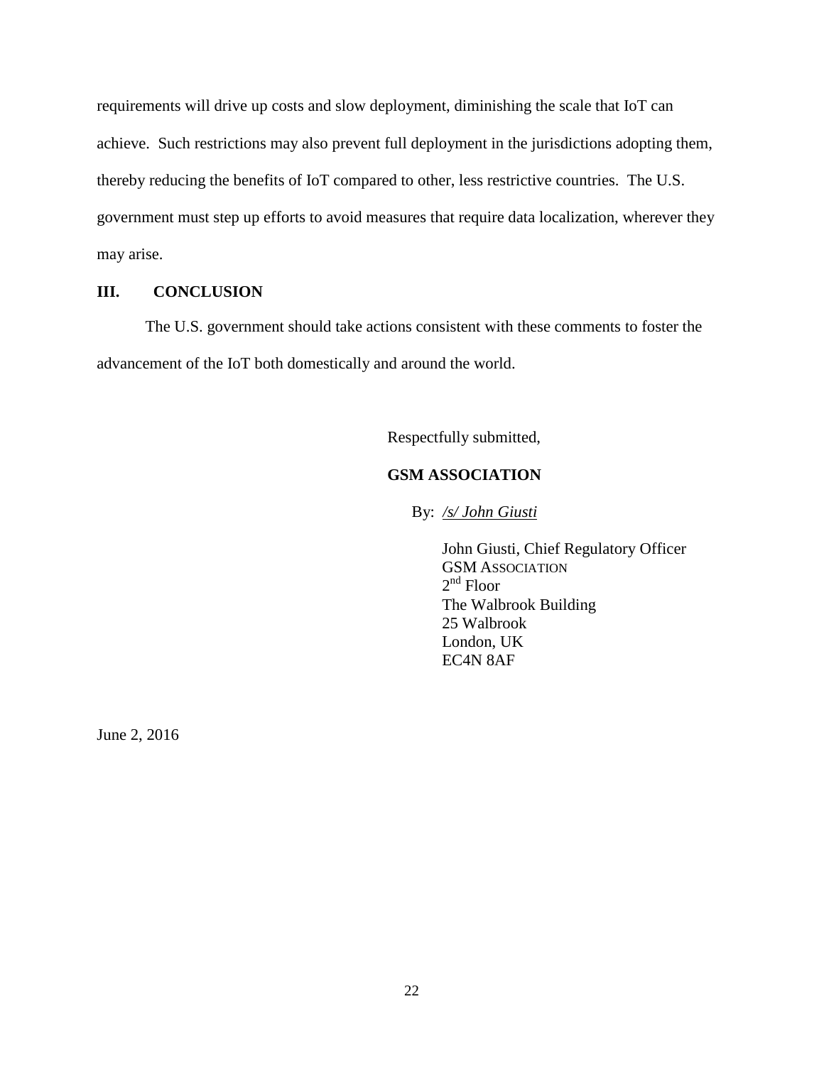requirements will drive up costs and slow deployment, diminishing the scale that IoT can achieve. Such restrictions may also prevent full deployment in the jurisdictions adopting them, thereby reducing the benefits of IoT compared to other, less restrictive countries. The U.S. government must step up efforts to avoid measures that require data localization, wherever they may arise.

## III. CONCLUSION

The U.S. government should take actions consistent with these comments to foster the advancement of the IoT both domestically and around the world.

Respectfully submitted,

**GSM ASSOCIATION**

By: */s/ John Giusti*

John Giusti, Chief Regulatory Officer
GSM ASSOCIATION
2nd Floor
The Walbrook Building
25 Walbrook
London, UK
EC4N 8AF

June 2, 2016